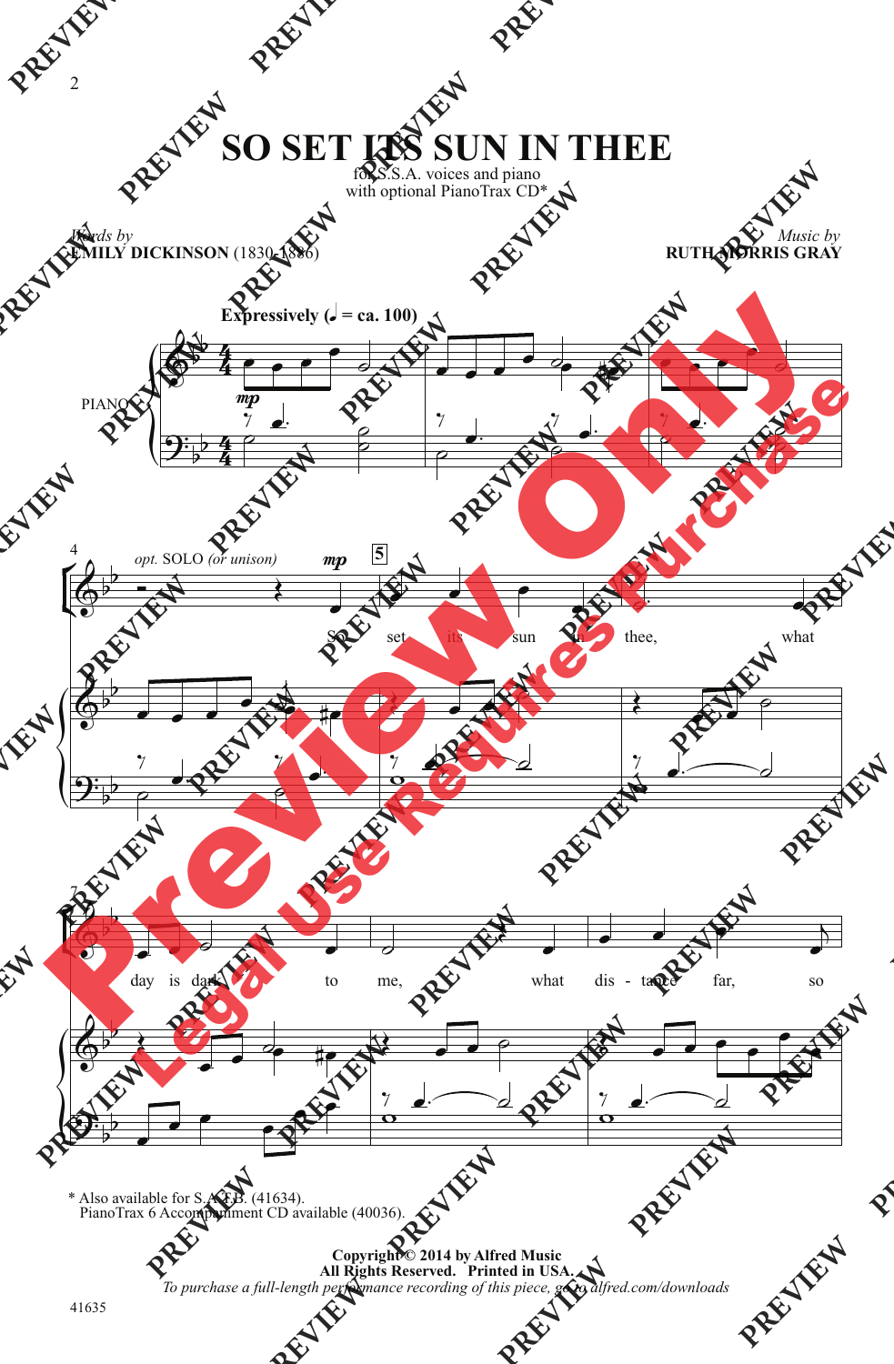# SO SET ITS SUN IN THEE

for S.S.A. voices and piano
with optional PianoTrax CD*

*Words by*
**EMILY DICKINSON** (1830-1886)

*Music by*
**RUTH MORRIS GRAY**

**Expressively** (♩ = ca. 100)

PIANO

*opt.* SOLO *(or unison)*

So set its sun in thee, what day is dark to me, what dis - tance far, so

\* Also available for S.A.T.B. (41634).
PianoTrax 6 Accompaniment CD available (40036).

**Copyright © 2014 by Alfred Music**
**All Rights Reserved. Printed in USA.**
*To purchase a full-length performance recording of this piece, go to alfred.com/downloads*

41635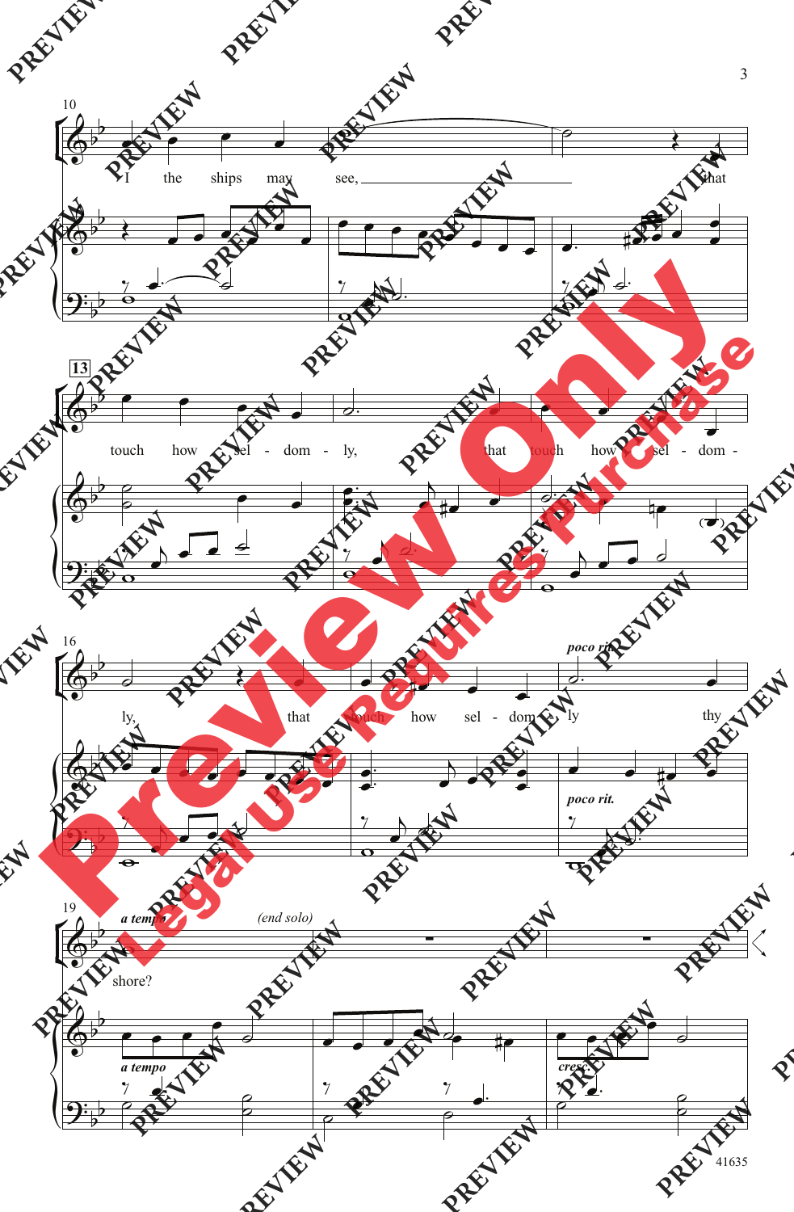10

I the ships may see, ___ that

13

touch how sel - dom - ly, that touch how sel - dom -

16

ly, that touch how sel - dom - ly thy

*poco rit.*

19

*a tempo* *(end solo)*

shore?

*cresc.*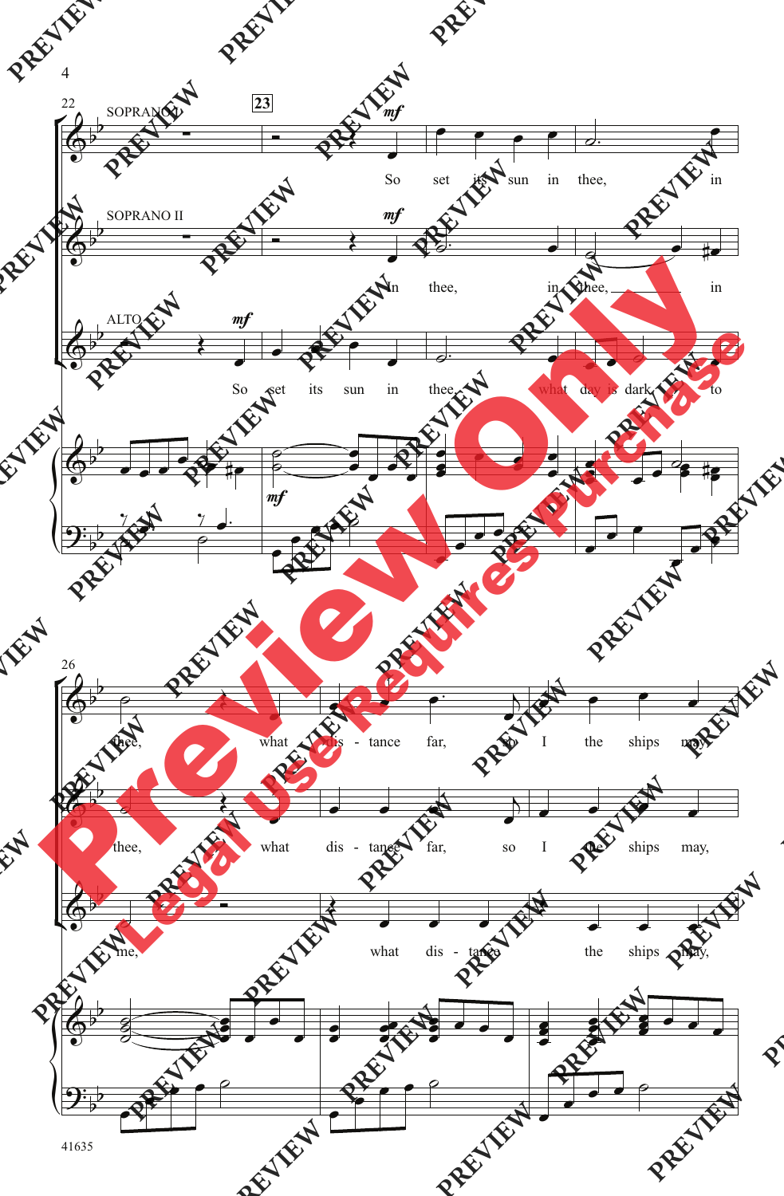SOPRANO I

SOPRANO II

ALTO

So set its sun in thee, in

in thee, in thee, in

So set its sun in thee, what day is dark to

thee, what dis - tance far, so I the ships may,

thee, what dis - tance far, so I the ships may,

me, what dis - tance the ships may,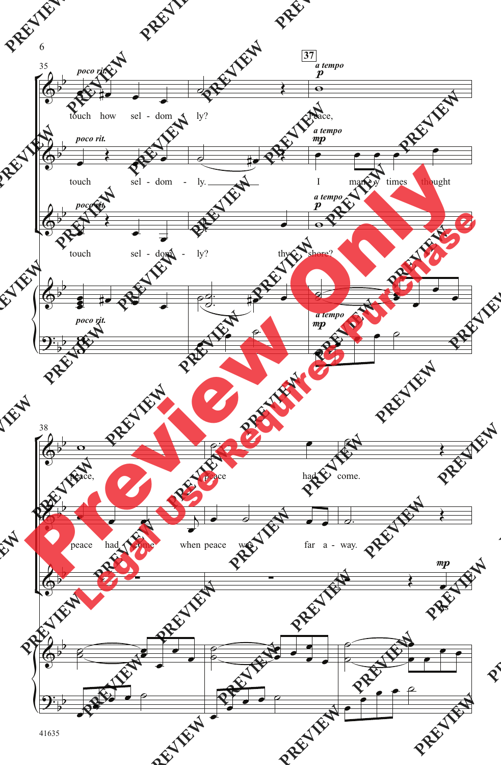35 *poco rit.* touch how sel - dom - ly?

**37** *a tempo* *p* Peace,

*poco rit.* touch sel - dom - ly.

*a tempo* *mp* I man - y times thought

*poco rit.* touch sel - dom - ly? thy shore?

*a tempo* *p*

*poco rit.* *a tempo* *mp*

38 peace, peace had come.

peace had come when peace was far a - way.

*mp* As

41635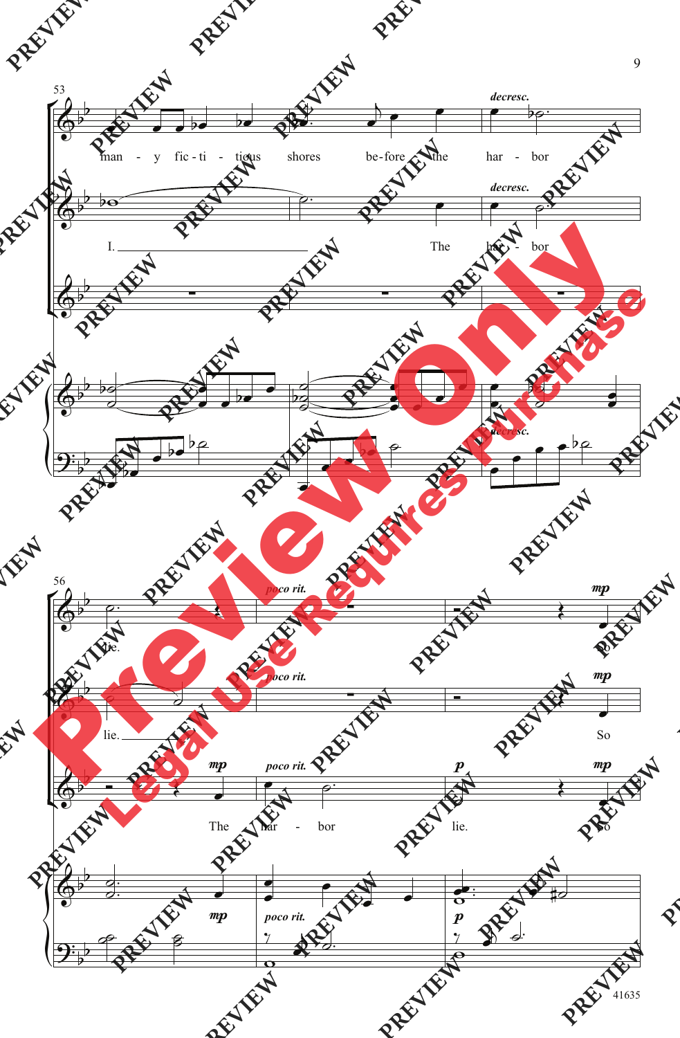53

*decresc.*

man - y fic - ti - tious shores be - fore the har - bor

*decresc.*

I. ______ The har - bor

*decresc.*

56

*poco rit.* *mp*

lie. So

*poco rit.* *mp*

lie. ______ So

*mp* *poco rit.* *p* *mp*

The har - bor lie. So

*mp* *poco rit.* *p*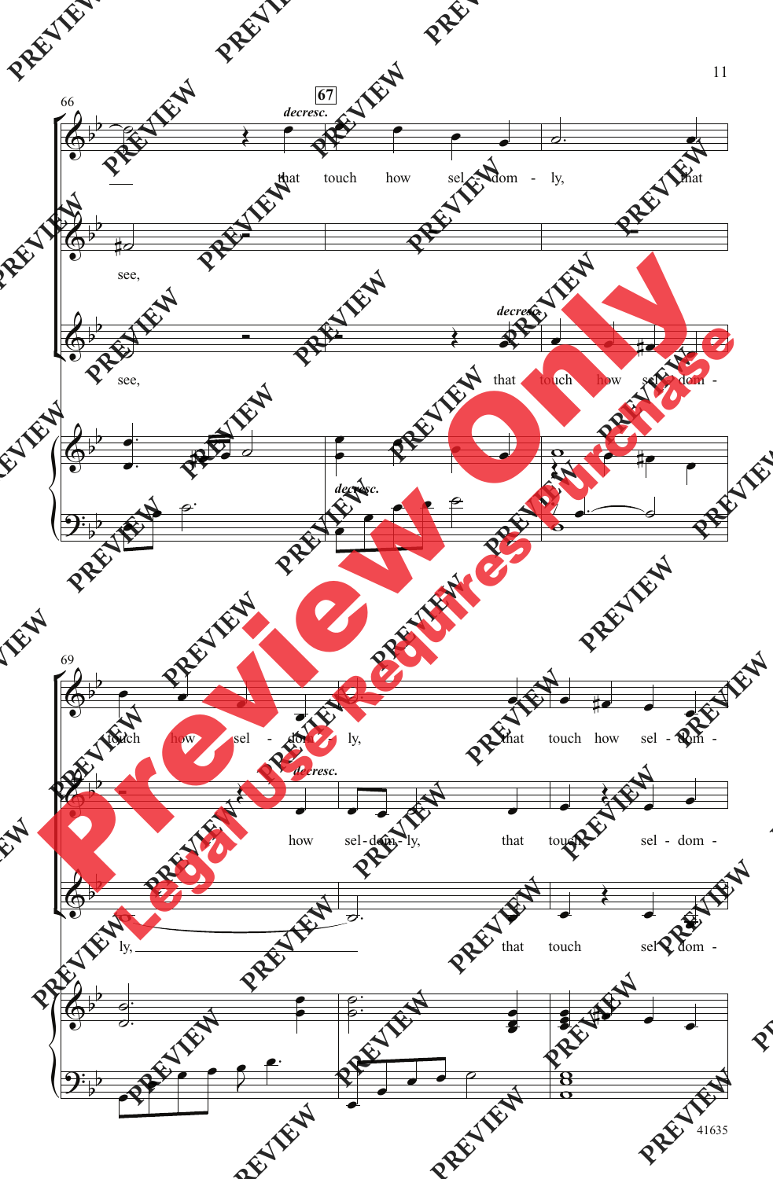66 **67** *decresc.*

that touch how sel - dom - ly, that

see,

see, *decresc.* that touch how sel - dom -

*decresc.*

69

touch how sel - dom - ly, that touch how sel - dom -

*decresc.* how sel - dom - ly, that touch sel - dom -

ly, that touch sel - dom -